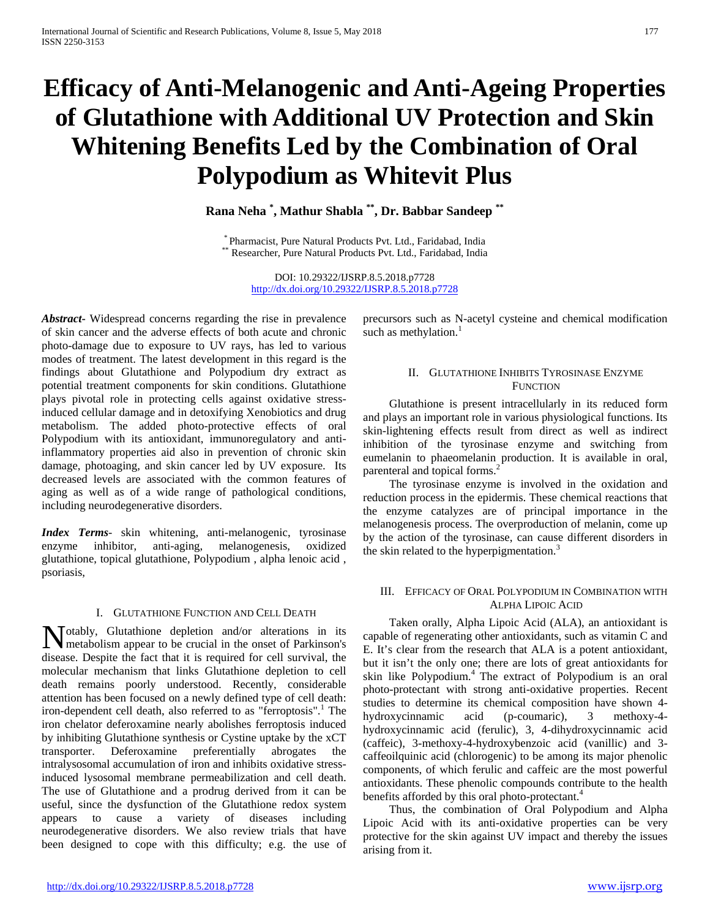# Efficacy of Anti-Melanogenic and Anti-Ageing Properties of Glutathione with Additional UV Protection and Skin Whitening Benefits Led by the Combination of Oral Polypodium as Whitevit Plus

**Rana Neha [*], Mathur Shabla [**], Dr. Babbar Sandeep [**]**

[*] Pharmacist, Pure Natural Products Pvt. Ltd., Faridabad, India
[**] Researcher, Pure Natural Products Pvt. Ltd., Faridabad, India

DOI: 10.29322/IJSRP.8.5.2018.p7728
http://dx.doi.org/10.29322/IJSRP.8.5.2018.p7728

***Abstract-*** Widespread concerns regarding the rise in prevalence of skin cancer and the adverse effects of both acute and chronic photo-damage due to exposure to UV rays, has led to various modes of treatment. The latest development in this regard is the findings about Glutathione and Polypodium dry extract as potential treatment components for skin conditions. Glutathione plays pivotal role in protecting cells against oxidative stress-induced cellular damage and in detoxifying Xenobiotics and drug metabolism. The added photo-protective effects of oral Polypodium with its antioxidant, immunoregulatory and anti-inflammatory properties aid also in prevention of chronic skin damage, photoaging, and skin cancer led by UV exposure. Its decreased levels are associated with the common features of aging as well as of a wide range of pathological conditions, including neurodegenerative disorders.

***Index Terms*-** skin whitening, anti-melanogenic, tyrosinase enzyme inhibitor, anti-aging, melanogenesis, oxidized glutathione, topical glutathione, Polypodium , alpha lenoic acid , psoriasis,

## I. Glutathione Function and Cell Death

Notably, Glutathione depletion and/or alterations in its metabolism appear to be crucial in the onset of Parkinson's disease. Despite the fact that it is required for cell survival, the molecular mechanism that links Glutathione depletion to cell death remains poorly understood. Recently, considerable attention has been focused on a newly defined type of cell death: iron-dependent cell death, also referred to as "ferroptosis".[1] The iron chelator deferoxamine nearly abolishes ferroptosis induced by inhibiting Glutathione synthesis or Cystine uptake by the xCT transporter. Deferoxamine preferentially abrogates the intralysosomal accumulation of iron and inhibits oxidative stress-induced lysosomal membrane permeabilization and cell death. The use of Glutathione and a prodrug derived from it can be useful, since the dysfunction of the Glutathione redox system appears to cause a variety of diseases including neurodegenerative disorders. We also review trials that have been designed to cope with this difficulty; e.g. the use of precursors such as N-acetyl cysteine and chemical modification such as methylation.[1]

## II. Glutathione Inhibits Tyrosinase Enzyme Function

Glutathione is present intracellularly in its reduced form and plays an important role in various physiological functions. Its skin-lightening effects result from direct as well as indirect inhibition of the tyrosinase enzyme and switching from eumelanin to phaeomelanin production. It is available in oral, parenteral and topical forms.[2]

The tyrosinase enzyme is involved in the oxidation and reduction process in the epidermis. These chemical reactions that the enzyme catalyzes are of principal importance in the melanogenesis process. The overproduction of melanin, come up by the action of the tyrosinase, can cause different disorders in the skin related to the hyperpigmentation.[3]

## III. Efficacy of Oral Polypodium in Combination with Alpha Lipoic Acid

Taken orally, Alpha Lipoic Acid (ALA), an antioxidant is capable of regenerating other antioxidants, such as vitamin C and E. It's clear from the research that ALA is a potent antioxidant, but it isn't the only one; there are lots of great antioxidants for skin like Polypodium.[4] The extract of Polypodium is an oral photo-protectant with strong anti-oxidative properties. Recent studies to determine its chemical composition have shown 4-hydroxycinnamic acid (p-coumaric), 3 methoxy-4-hydroxycinnamic acid (ferulic), 3, 4-dihydroxycinnamic acid (caffeic), 3-methoxy-4-hydroxybenzoic acid (vanillic) and 3-caffeoilquinic acid (chlorogenic) to be among its major phenolic components, of which ferulic and caffeic are the most powerful antioxidants. These phenolic compounds contribute to the health benefits afforded by this oral photo-protectant.[4]

Thus, the combination of Oral Polypodium and Alpha Lipoic Acid with its anti-oxidative properties can be very protective for the skin against UV impact and thereby the issues arising from it.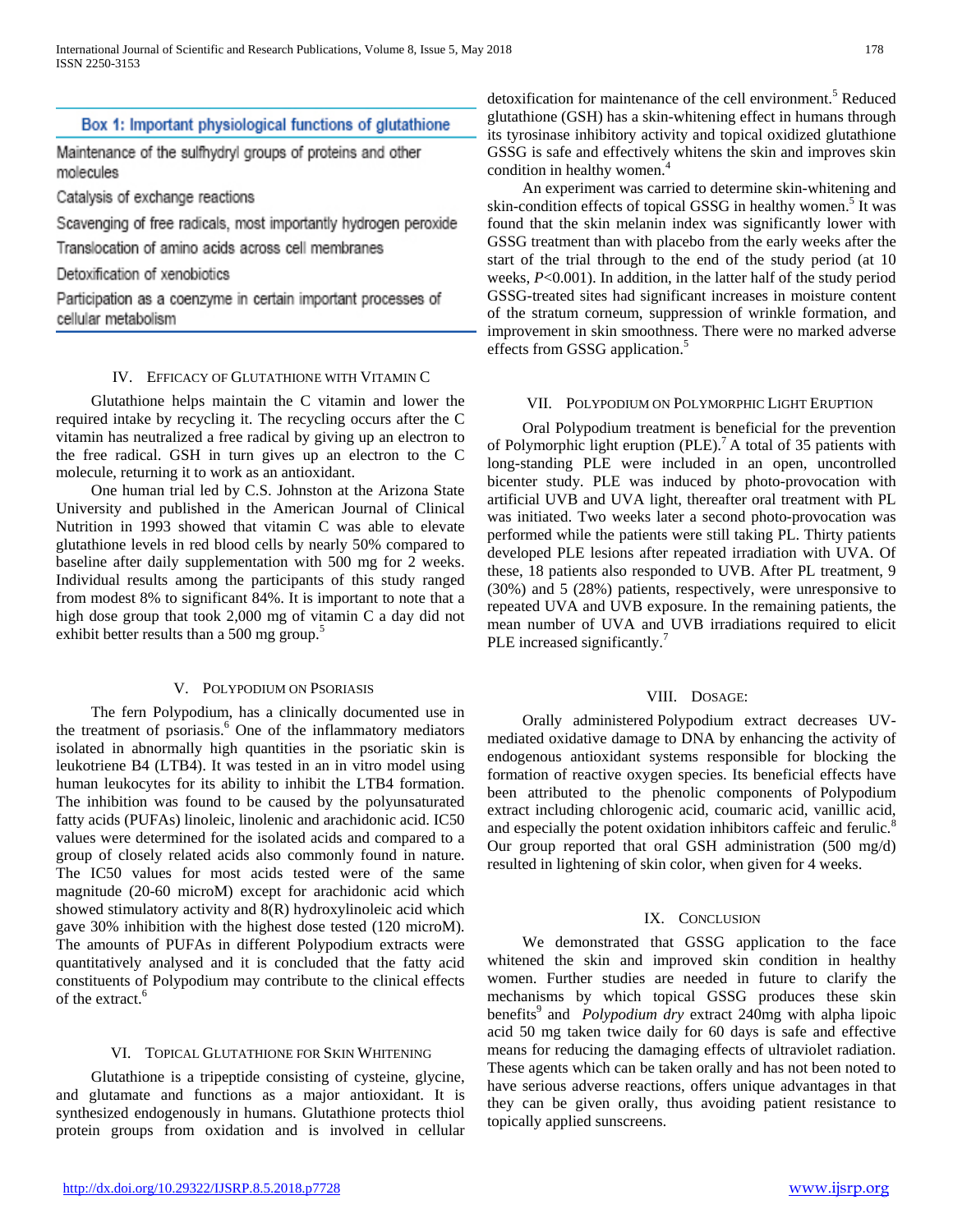**Box 1: Important physiological functions of glutathione**

Maintenance of the sulfhydryl groups of proteins and other molecules

Catalysis of exchange reactions

Scavenging of free radicals, most importantly hydrogen peroxide

Translocation of amino acids across cell membranes

Detoxification of xenobiotics

Participation as a coenzyme in certain important processes of cellular metabolism

## IV. Efficacy of Glutathione with Vitamin C

Glutathione helps maintain the C vitamin and lower the required intake by recycling it. The recycling occurs after the C vitamin has neutralized a free radical by giving up an electron to the free radical. GSH in turn gives up an electron to the C molecule, returning it to work as an antioxidant.

One human trial led by C.S. Johnston at the Arizona State University and published in the American Journal of Clinical Nutrition in 1993 showed that vitamin C was able to elevate glutathione levels in red blood cells by nearly 50% compared to baseline after daily supplementation with 500 mg for 2 weeks. Individual results among the participants of this study ranged from modest 8% to significant 84%. It is important to note that a high dose group that took 2,000 mg of vitamin C a day did not exhibit better results than a 500 mg group.[5]

## V. Polypodium on Psoriasis

The fern Polypodium, has a clinically documented use in the treatment of psoriasis.[6] One of the inflammatory mediators isolated in abnormally high quantities in the psoriatic skin is leukotriene B4 (LTB4). It was tested in an in vitro model using human leukocytes for its ability to inhibit the LTB4 formation. The inhibition was found to be caused by the polyunsaturated fatty acids (PUFAs) linoleic, linolenic and arachidonic acid. IC50 values were determined for the isolated acids and compared to a group of closely related acids also commonly found in nature. The IC50 values for most acids tested were of the same magnitude (20-60 microM) except for arachidonic acid which showed stimulatory activity and 8(R) hydroxylinoleic acid which gave 30% inhibition with the highest dose tested (120 microM). The amounts of PUFAs in different Polypodium extracts were quantitatively analysed and it is concluded that the fatty acid constituents of Polypodium may contribute to the clinical effects of the extract.[6]

## VI. Topical Glutathione for Skin Whitening

Glutathione is a tripeptide consisting of cysteine, glycine, and glutamate and functions as a major antioxidant. It is synthesized endogenously in humans. Glutathione protects thiol protein groups from oxidation and is involved in cellular detoxification for maintenance of the cell environment.[5] Reduced glutathione (GSH) has a skin-whitening effect in humans through its tyrosinase inhibitory activity and topical oxidized glutathione GSSG is safe and effectively whitens the skin and improves skin condition in healthy women.[4]

An experiment was carried to determine skin-whitening and skin-condition effects of topical GSSG in healthy women.[5] It was found that the skin melanin index was significantly lower with GSSG treatment than with placebo from the early weeks after the start of the trial through to the end of the study period (at 10 weeks, $P<0.001$). In addition, in the latter half of the study period GSSG-treated sites had significant increases in moisture content of the stratum corneum, suppression of wrinkle formation, and improvement in skin smoothness. There were no marked adverse effects from GSSG application.[5]

## VII. Polypodium on Polymorphic Light Eruption

Oral Polypodium treatment is beneficial for the prevention of Polymorphic light eruption (PLE).[7] A total of 35 patients with long-standing PLE were included in an open, uncontrolled bicenter study. PLE was induced by photo-provocation with artificial UVB and UVA light, thereafter oral treatment with PL was initiated. Two weeks later a second photo-provocation was performed while the patients were still taking PL. Thirty patients developed PLE lesions after repeated irradiation with UVA. Of these, 18 patients also responded to UVB. After PL treatment, 9 (30%) and 5 (28%) patients, respectively, were unresponsive to repeated UVA and UVB exposure. In the remaining patients, the mean number of UVA and UVB irradiations required to elicit PLE increased significantly.[7]

## VIII. Dosage:

Orally administered Polypodium extract decreases UV-mediated oxidative damage to DNA by enhancing the activity of endogenous antioxidant systems responsible for blocking the formation of reactive oxygen species. Its beneficial effects have been attributed to the phenolic components of Polypodium extract including chlorogenic acid, coumaric acid, vanillic acid, and especially the potent oxidation inhibitors caffeic and ferulic.[8] Our group reported that oral GSH administration (500 mg/d) resulted in lightening of skin color, when given for 4 weeks.

## IX. Conclusion

We demonstrated that GSSG application to the face whitened the skin and improved skin condition in healthy women. Further studies are needed in future to clarify the mechanisms by which topical GSSG produces these skin benefits[9] and *Polypodium dry* extract 240mg with alpha lipoic acid 50 mg taken twice daily for 60 days is safe and effective means for reducing the damaging effects of ultraviolet radiation. These agents which can be taken orally and has not been noted to have serious adverse reactions, offers unique advantages in that they can be given orally, thus avoiding patient resistance to topically applied sunscreens.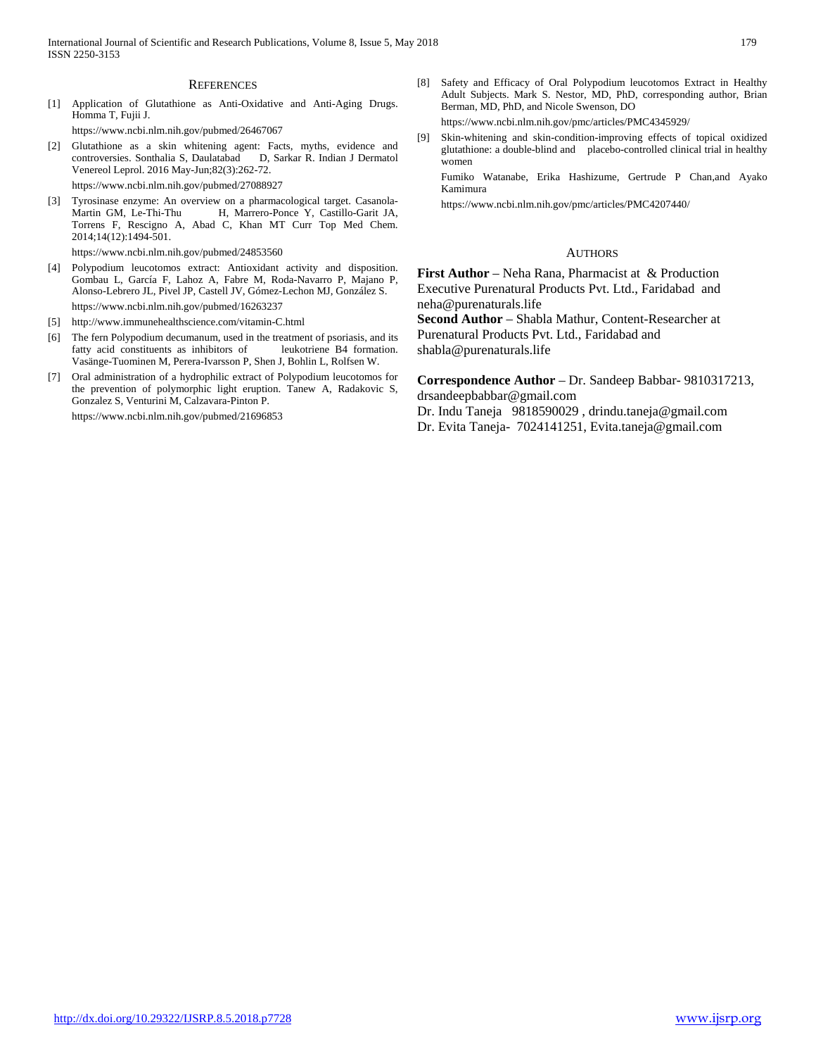## REFERENCES

[1] Application of Glutathione as Anti-Oxidative and Anti-Aging Drugs. Homma T, Fujii J.

https://www.ncbi.nlm.nih.gov/pubmed/26467067

[2] Glutathione as a skin whitening agent: Facts, myths, evidence and controversies. Sonthalia S, Daulatabad D, Sarkar R. Indian J Dermatol Venereol Leprol. 2016 May-Jun;82(3):262-72.

https://www.ncbi.nlm.nih.gov/pubmed/27088927

[3] Tyrosinase enzyme: An overview on a pharmacological target. Casanola-Martin GM, Le-Thi-Thu H, Marrero-Ponce Y, Castillo-Garit JA, Torrens F, Rescigno A, Abad C, Khan MT Curr Top Med Chem. 2014;14(12):1494-501.

https://www.ncbi.nlm.nih.gov/pubmed/24853560

[4] Polypodium leucotomos extract: Antioxidant activity and disposition. Gombau L, García F, Lahoz A, Fabre M, Roda-Navarro P, Majano P, Alonso-Lebrero JL, Pivel JP, Castell JV, Gómez-Lechon MJ, González S.

https://www.ncbi.nlm.nih.gov/pubmed/16263237

[5] http://www.immunehealthscience.com/vitamin-C.html

[6] The fern Polypodium decumanum, used in the treatment of psoriasis, and its fatty acid constituents as inhibitors of leukotriene B4 formation. Vasänge-Tuominen M, Perera-Ivarsson P, Shen J, Bohlin L, Rolfsen W.

[7] Oral administration of a hydrophilic extract of Polypodium leucotomos for the prevention of polymorphic light eruption. Tanew A, Radakovic S, Gonzalez S, Venturini M, Calzavara-Pinton P.

https://www.ncbi.nlm.nih.gov/pubmed/21696853

[8] Safety and Efficacy of Oral Polypodium leucotomos Extract in Healthy Adult Subjects. Mark S. Nestor, MD, PhD, corresponding author, Brian Berman, MD, PhD, and Nicole Swenson, DO

https://www.ncbi.nlm.nih.gov/pmc/articles/PMC4345929/

[9] Skin-whitening and skin-condition-improving effects of topical oxidized glutathione: a double-blind and placebo-controlled clinical trial in healthy women

Fumiko Watanabe, Erika Hashizume, Gertrude P Chan,and Ayako Kamimura

https://www.ncbi.nlm.nih.gov/pmc/articles/PMC4207440/

## AUTHORS

**First Author** – Neha Rana, Pharmacist at & Production Executive Purenatural Products Pvt. Ltd., Faridabad and neha@purenaturals.life

**Second Author** – Shabla Mathur, Content-Researcher at Purenatural Products Pvt. Ltd., Faridabad and shabla@purenaturals.life

**Correspondence Author** – Dr. Sandeep Babbar- 9810317213, drsandeepbabbar@gmail.com

Dr. Indu Taneja 9818590029 , drindu.taneja@gmail.com

Dr. Evita Taneja- 7024141251, Evita.taneja@gmail.com